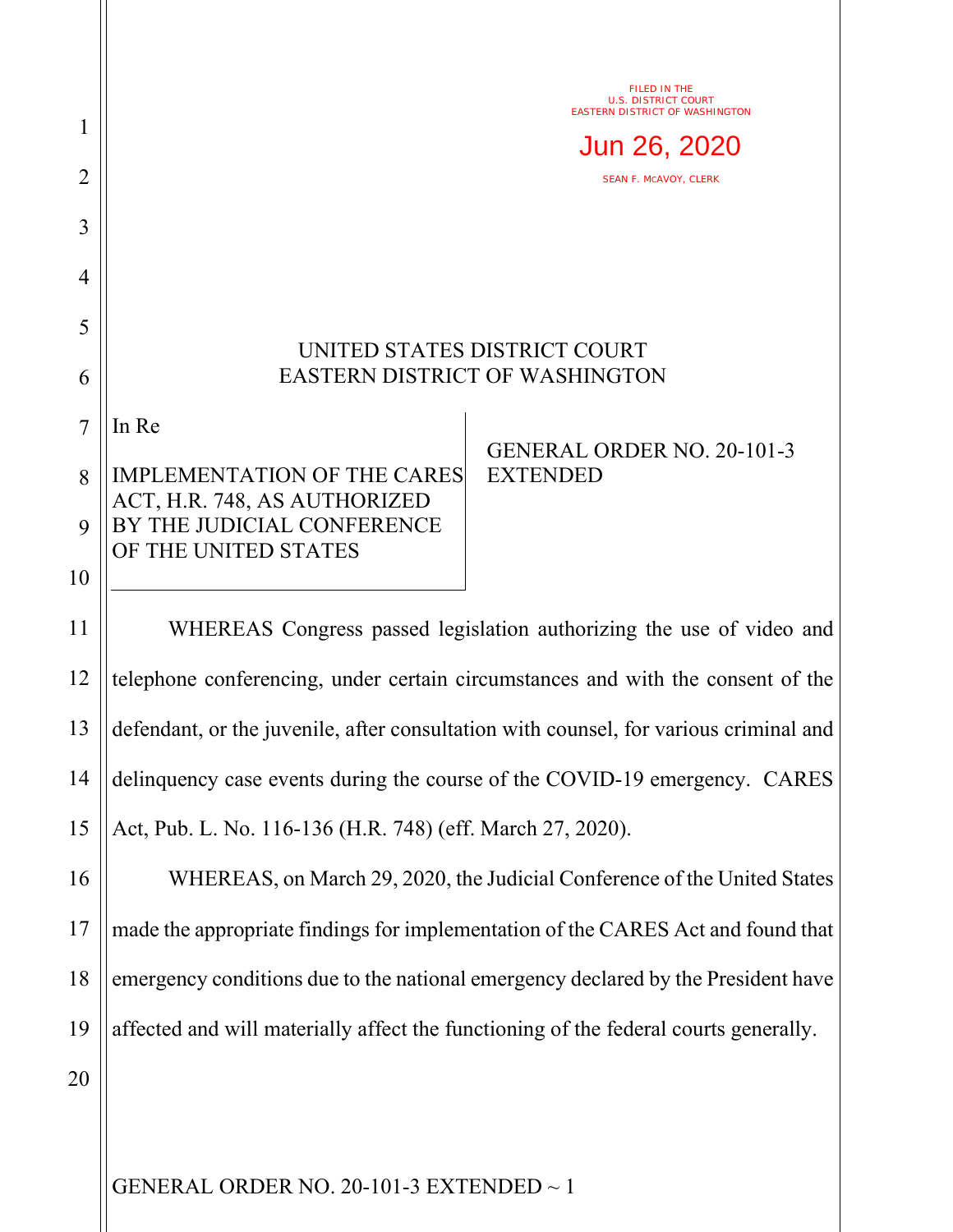FILED IN THE
U.S. DISTRICT COURT
EASTERN DISTRICT OF WASHINGTON

Jun 26, 2020

SEAN F. MCAVOY, CLERK

UNITED STATES DISTRICT COURT
EASTERN DISTRICT OF WASHINGTON

In Re

IMPLEMENTATION OF THE CARES ACT, H.R. 748, AS AUTHORIZED BY THE JUDICIAL CONFERENCE OF THE UNITED STATES

GENERAL ORDER NO. 20-101-3 EXTENDED

WHEREAS Congress passed legislation authorizing the use of video and telephone conferencing, under certain circumstances and with the consent of the defendant, or the juvenile, after consultation with counsel, for various criminal and delinquency case events during the course of the COVID-19 emergency. CARES Act, Pub. L. No. 116-136 (H.R. 748) (eff. March 27, 2020).

WHEREAS, on March 29, 2020, the Judicial Conference of the United States made the appropriate findings for implementation of the CARES Act and found that emergency conditions due to the national emergency declared by the President have affected and will materially affect the functioning of the federal courts generally.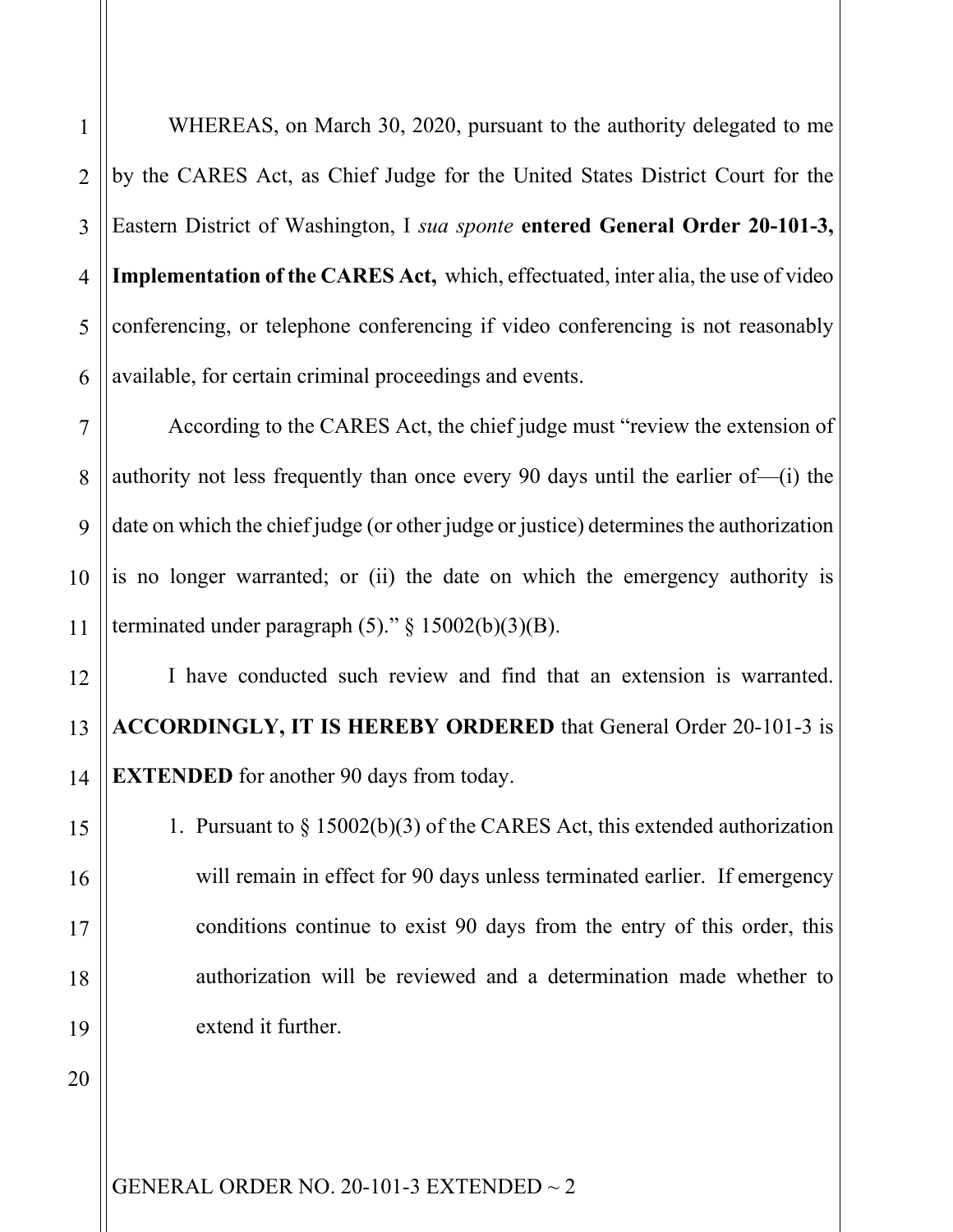WHEREAS, on March 30, 2020, pursuant to the authority delegated to me by the CARES Act, as Chief Judge for the United States District Court for the Eastern District of Washington, I *sua sponte* **entered General Order 20-101-3, Implementation of the CARES Act,** which, effectuated, inter alia, the use of video conferencing, or telephone conferencing if video conferencing is not reasonably available, for certain criminal proceedings and events.

According to the CARES Act, the chief judge must "review the extension of authority not less frequently than once every 90 days until the earlier of—(i) the date on which the chief judge (or other judge or justice) determines the authorization is no longer warranted; or (ii) the date on which the emergency authority is terminated under paragraph (5)." § 15002(b)(3)(B).

I have conducted such review and find that an extension is warranted. **ACCORDINGLY, IT IS HEREBY ORDERED** that General Order 20-101-3 is **EXTENDED** for another 90 days from today.

1. Pursuant to § 15002(b)(3) of the CARES Act, this extended authorization will remain in effect for 90 days unless terminated earlier. If emergency conditions continue to exist 90 days from the entry of this order, this authorization will be reviewed and a determination made whether to extend it further.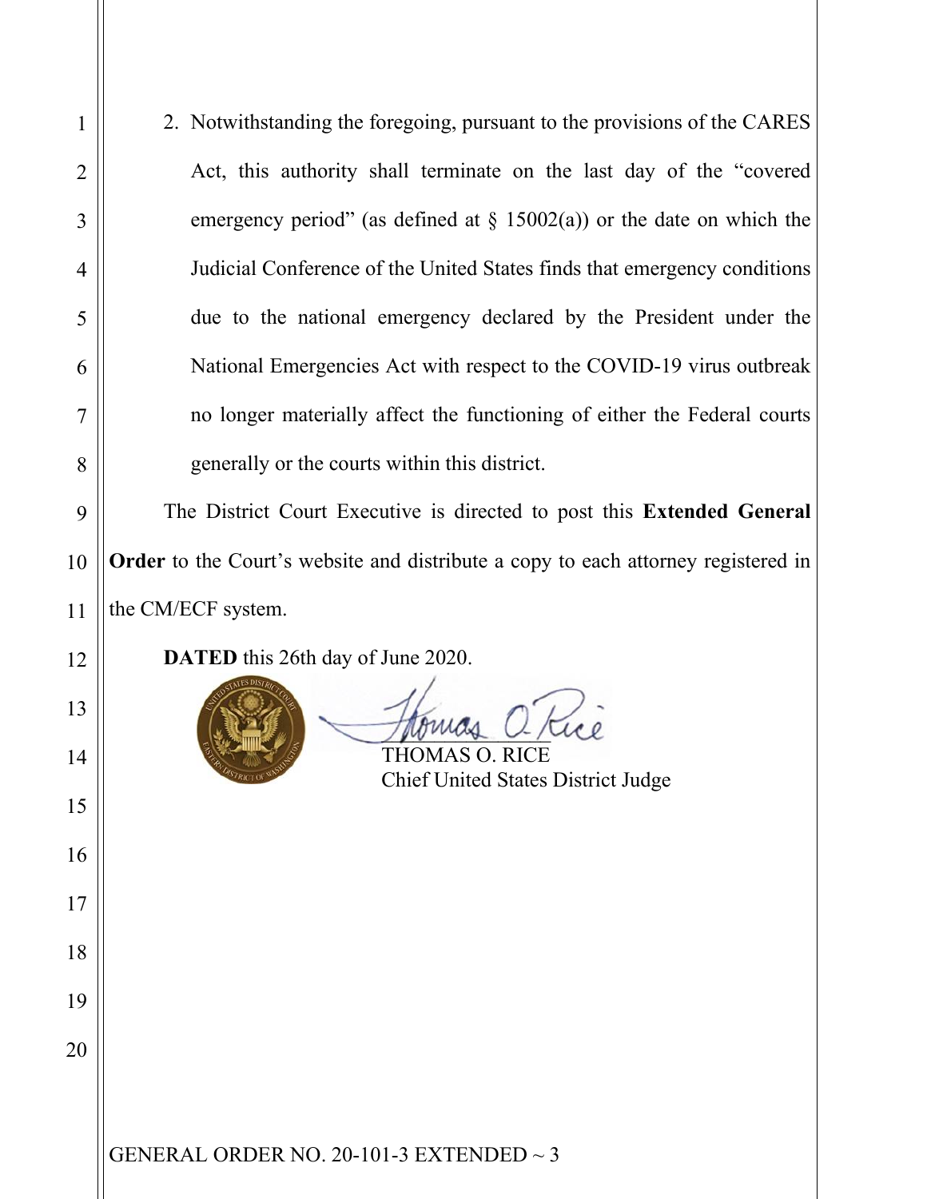2. Notwithstanding the foregoing, pursuant to the provisions of the CARES Act, this authority shall terminate on the last day of the "covered emergency period" (as defined at § 15002(a)) or the date on which the Judicial Conference of the United States finds that emergency conditions due to the national emergency declared by the President under the National Emergencies Act with respect to the COVID-19 virus outbreak no longer materially affect the functioning of either the Federal courts generally or the courts within this district.

The District Court Executive is directed to post this **Extended General Order** to the Court's website and distribute a copy to each attorney registered in the CM/ECF system.

**DATED** this 26th day of June 2020.

THOMAS O. RICE
Chief United States District Judge